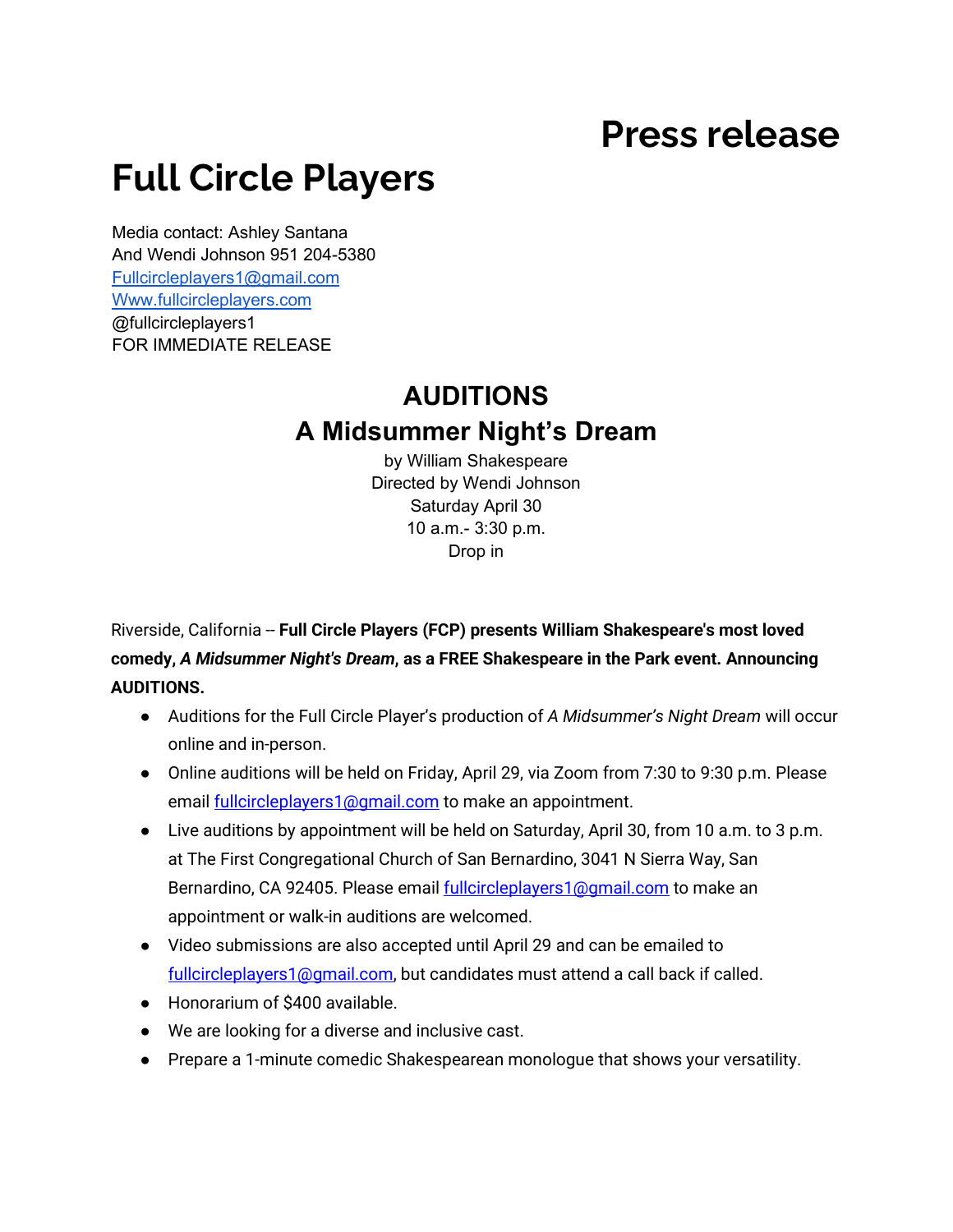# Press release

# Full Circle Players

Media contact: Ashley Santana
And Wendi Johnson 951 204-5380
Fullcircleplayers1@gmail.com
Www.fullcircleplayers.com
@fullcircleplayers1
FOR IMMEDIATE RELEASE

## AUDITIONS
## A Midsummer Night's Dream

by William Shakespeare
Directed by Wendi Johnson
Saturday April 30
10 a.m.- 3:30 p.m.
Drop in

Riverside, California -- **Full Circle Players (FCP) presents William Shakespeare's most loved comedy, *A Midsummer Night's Dream*, as a FREE Shakespeare in the Park event. Announcing AUDITIONS.**

- Auditions for the Full Circle Player's production of *A Midsummer's Night Dream* will occur online and in-person.
- Online auditions will be held on Friday, April 29, via Zoom from 7:30 to 9:30 p.m. Please email fullcircleplayers1@gmail.com to make an appointment.
- Live auditions by appointment will be held on Saturday, April 30, from 10 a.m. to 3 p.m. at The First Congregational Church of San Bernardino, 3041 N Sierra Way, San Bernardino, CA 92405. Please email fullcircleplayers1@gmail.com to make an appointment or walk-in auditions are welcomed.
- Video submissions are also accepted until April 29 and can be emailed to fullcircleplayers1@gmail.com, but candidates must attend a call back if called.
- Honorarium of $400 available.
- We are looking for a diverse and inclusive cast.
- Prepare a 1-minute comedic Shakespearean monologue that shows your versatility.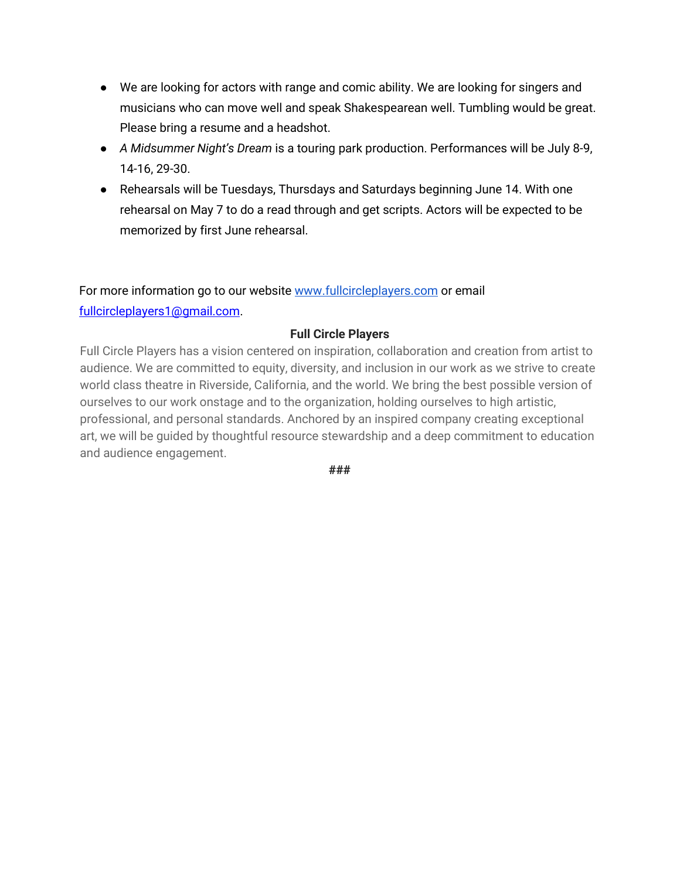- We are looking for actors with range and comic ability. We are looking for singers and musicians who can move well and speak Shakespearean well. Tumbling would be great. Please bring a resume and a headshot.
- *A Midsummer Night's Dream* is a touring park production. Performances will be July 8-9, 14-16, 29-30.
- Rehearsals will be Tuesdays, Thursdays and Saturdays beginning June 14. With one rehearsal on May 7 to do a read through and get scripts. Actors will be expected to be memorized by first June rehearsal.

For more information go to our website [www.fullcircleplayers.com](http://www.fullcircleplayers.com) or email [fullcircleplayers1@gmail.com](mailto:fullcircleplayers1@gmail.com).

**Full Circle Players**

Full Circle Players has a vision centered on inspiration, collaboration and creation from artist to audience. We are committed to equity, diversity, and inclusion in our work as we strive to create world class theatre in Riverside, California, and the world. We bring the best possible version of ourselves to our work onstage and to the organization, holding ourselves to high artistic, professional, and personal standards. Anchored by an inspired company creating exceptional art, we will be guided by thoughtful resource stewardship and a deep commitment to education and audience engagement.

###